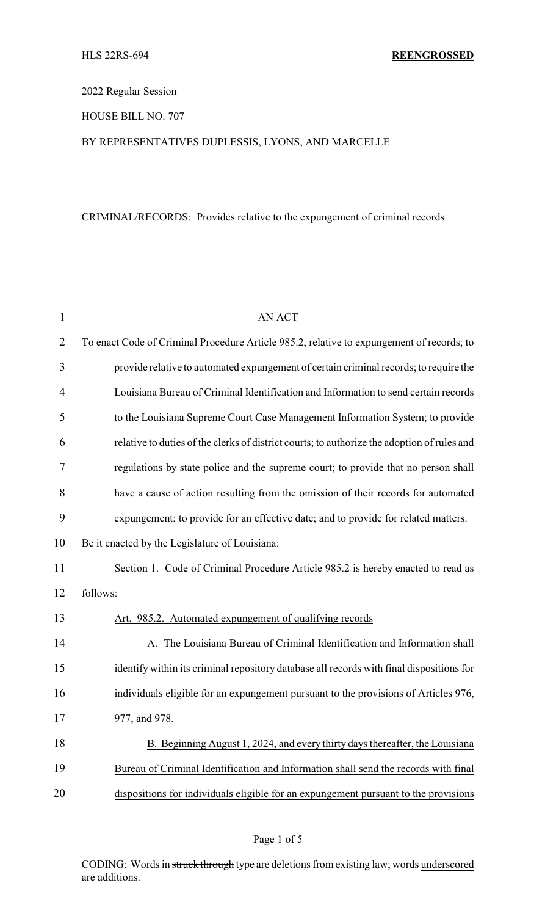HLS 22RS-694 **REENGROSSED**

2022 Regular Session

HOUSE BILL NO. 707

BY REPRESENTATIVES DUPLESSIS, LYONS, AND MARCELLE

CRIMINAL/RECORDS: Provides relative to the expungement of criminal records

AN ACT

To enact Code of Criminal Procedure Article 985.2, relative to expungement of records; to provide relative to automated expungement of certain criminal records; to require the Louisiana Bureau of Criminal Identification and Information to send certain records to the Louisiana Supreme Court Case Management Information System; to provide relative to duties of the clerks of district courts; to authorize the adoption of rules and regulations by state police and the supreme court; to provide that no person shall have a cause of action resulting from the omission of their records for automated expungement; to provide for an effective date; and to provide for related matters.

Be it enacted by the Legislature of Louisiana:

Section 1. Code of Criminal Procedure Article 985.2 is hereby enacted to read as follows:

Art. 985.2. Automated expungement of qualifying records

A. The Louisiana Bureau of Criminal Identification and Information shall identify within its criminal repository database all records with final dispositions for individuals eligible for an expungement pursuant to the provisions of Articles 976, 977, and 978.

B. Beginning August 1, 2024, and every thirty days thereafter, the Louisiana Bureau of Criminal Identification and Information shall send the records with final dispositions for individuals eligible for an expungement pursuant to the provisions

CODING: Words in ~~struck through~~ type are deletions from existing law; words underscored are additions.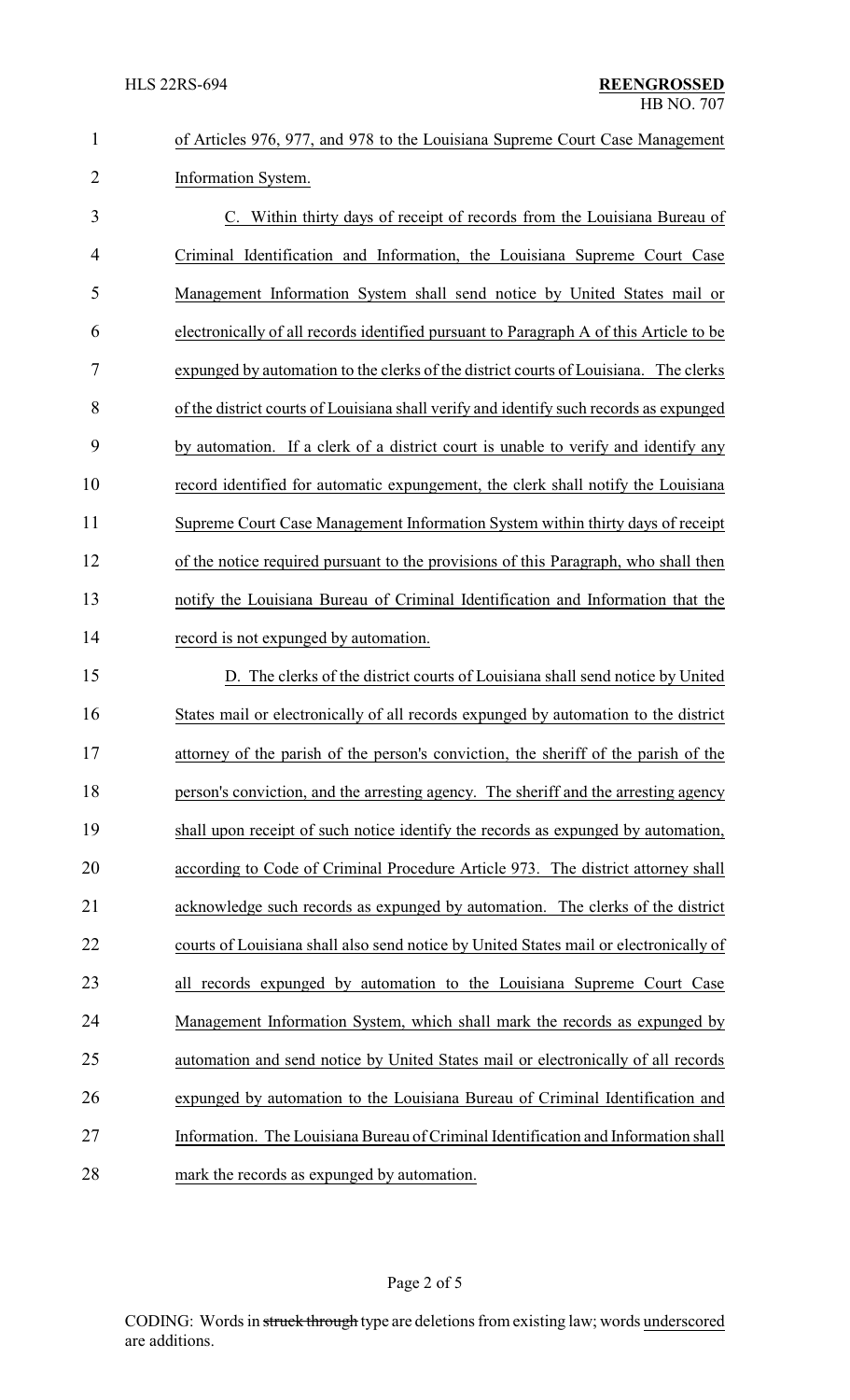of Articles 976, 977, and 978 to the Louisiana Supreme Court Case Management Information System.

C. Within thirty days of receipt of records from the Louisiana Bureau of Criminal Identification and Information, the Louisiana Supreme Court Case Management Information System shall send notice by United States mail or electronically of all records identified pursuant to Paragraph A of this Article to be expunged by automation to the clerks of the district courts of Louisiana. The clerks of the district courts of Louisiana shall verify and identify such records as expunged by automation. If a clerk of a district court is unable to verify and identify any record identified for automatic expungement, the clerk shall notify the Louisiana Supreme Court Case Management Information System within thirty days of receipt of the notice required pursuant to the provisions of this Paragraph, who shall then notify the Louisiana Bureau of Criminal Identification and Information that the record is not expunged by automation.

D. The clerks of the district courts of Louisiana shall send notice by United States mail or electronically of all records expunged by automation to the district attorney of the parish of the person's conviction, the sheriff of the parish of the person's conviction, and the arresting agency. The sheriff and the arresting agency shall upon receipt of such notice identify the records as expunged by automation, according to Code of Criminal Procedure Article 973. The district attorney shall acknowledge such records as expunged by automation. The clerks of the district courts of Louisiana shall also send notice by United States mail or electronically of all records expunged by automation to the Louisiana Supreme Court Case Management Information System, which shall mark the records as expunged by automation and send notice by United States mail or electronically of all records expunged by automation to the Louisiana Bureau of Criminal Identification and Information. The Louisiana Bureau of Criminal Identification and Information shall mark the records as expunged by automation.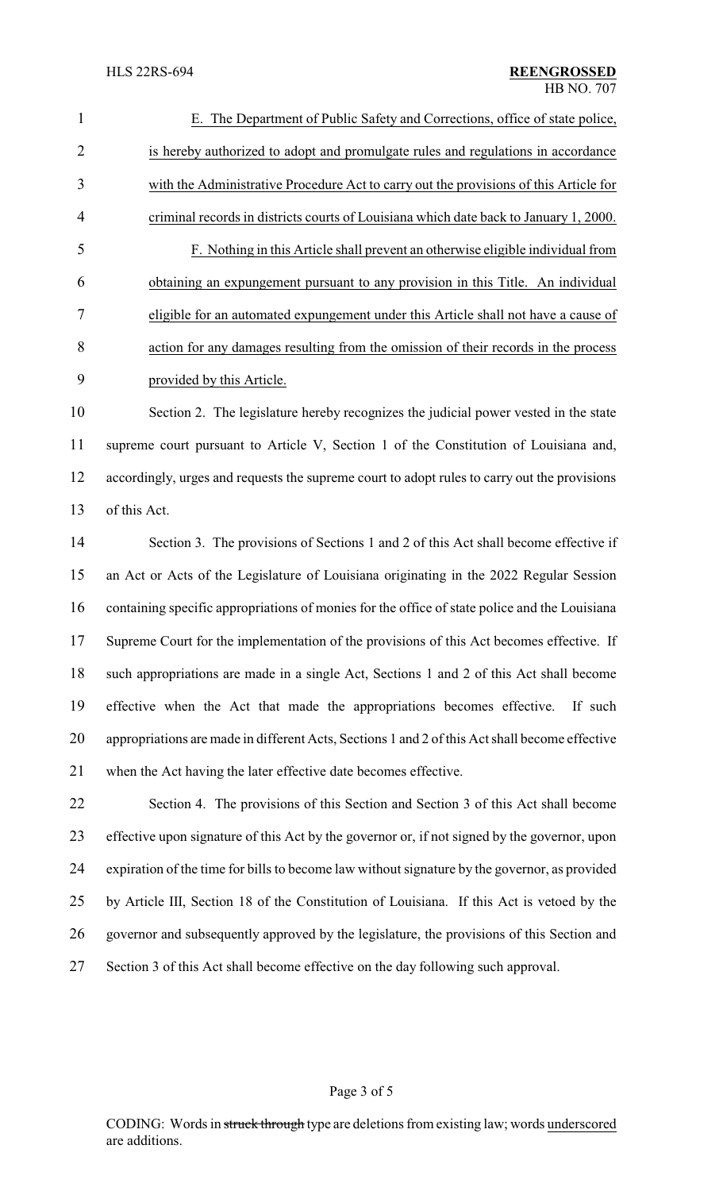E. The Department of Public Safety and Corrections, office of state police, is hereby authorized to adopt and promulgate rules and regulations in accordance with the Administrative Procedure Act to carry out the provisions of this Article for criminal records in districts courts of Louisiana which date back to January 1, 2000.

F. Nothing in this Article shall prevent an otherwise eligible individual from obtaining an expungement pursuant to any provision in this Title. An individual eligible for an automated expungement under this Article shall not have a cause of action for any damages resulting from the omission of their records in the process provided by this Article.

Section 2. The legislature hereby recognizes the judicial power vested in the state supreme court pursuant to Article V, Section 1 of the Constitution of Louisiana and, accordingly, urges and requests the supreme court to adopt rules to carry out the provisions of this Act.

Section 3. The provisions of Sections 1 and 2 of this Act shall become effective if an Act or Acts of the Legislature of Louisiana originating in the 2022 Regular Session containing specific appropriations of monies for the office of state police and the Louisiana Supreme Court for the implementation of the provisions of this Act becomes effective. If such appropriations are made in a single Act, Sections 1 and 2 of this Act shall become effective when the Act that made the appropriations becomes effective. If such appropriations are made in different Acts, Sections 1 and 2 of this Act shall become effective when the Act having the later effective date becomes effective.

Section 4. The provisions of this Section and Section 3 of this Act shall become effective upon signature of this Act by the governor or, if not signed by the governor, upon expiration of the time for bills to become law without signature by the governor, as provided by Article III, Section 18 of the Constitution of Louisiana. If this Act is vetoed by the governor and subsequently approved by the legislature, the provisions of this Section and Section 3 of this Act shall become effective on the day following such approval.

CODING: Words in ~~struck through~~ type are deletions from existing law; words underscored are additions.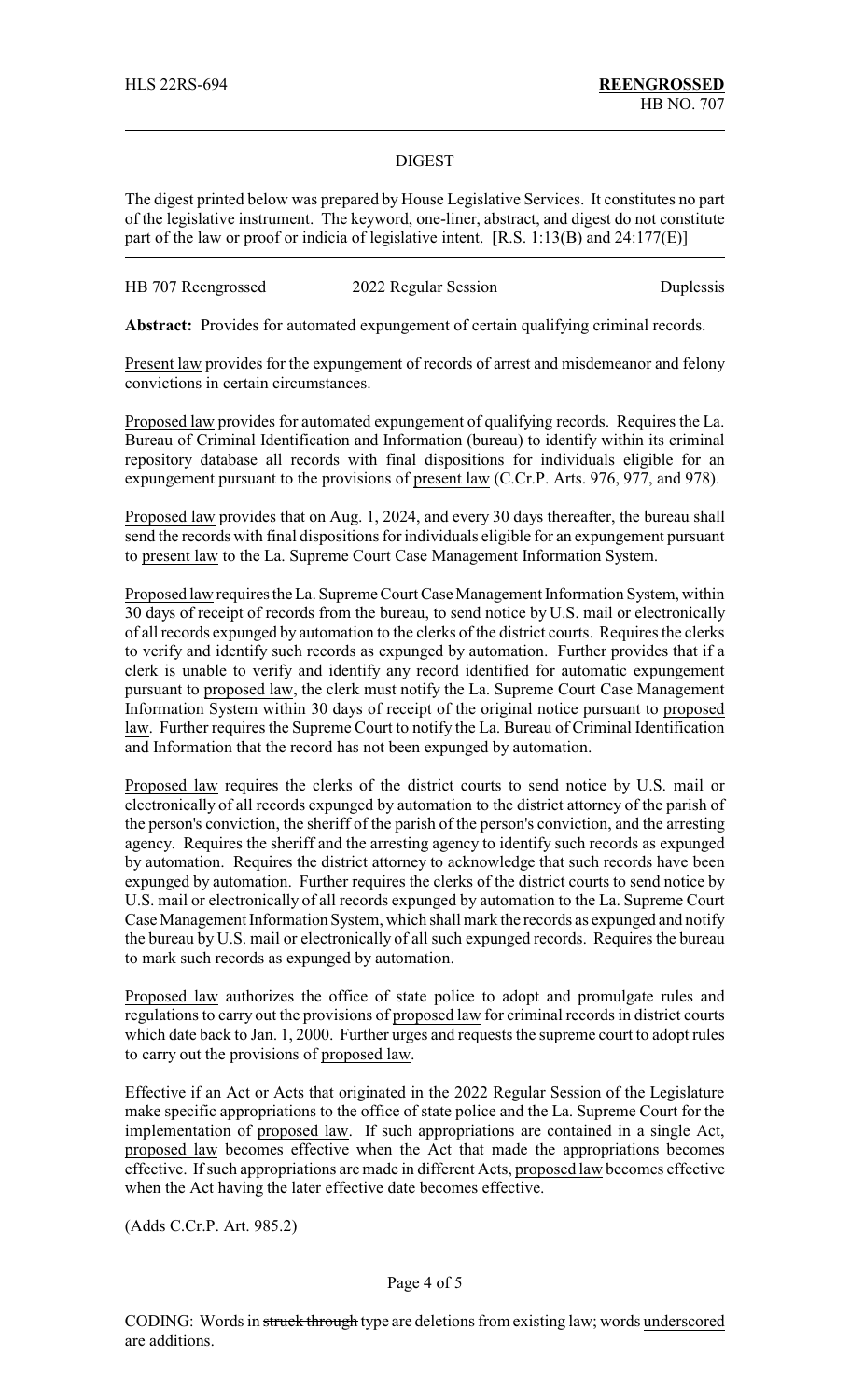HLS 22RS-694 **REENGROSSED**
HB NO. 707

DIGEST

The digest printed below was prepared by House Legislative Services. It constitutes no part of the legislative instrument. The keyword, one-liner, abstract, and digest do not constitute part of the law or proof or indicia of legislative intent. [R.S. 1:13(B) and 24:177(E)]

HB 707 Reengrossed 2022 Regular Session Duplessis

**Abstract:** Provides for automated expungement of certain qualifying criminal records.

Present law provides for the expungement of records of arrest and misdemeanor and felony convictions in certain circumstances.

Proposed law provides for automated expungement of qualifying records. Requires the La. Bureau of Criminal Identification and Information (bureau) to identify within its criminal repository database all records with final dispositions for individuals eligible for an expungement pursuant to the provisions of present law (C.Cr.P. Arts. 976, 977, and 978).

Proposed law provides that on Aug. 1, 2024, and every 30 days thereafter, the bureau shall send the records with final dispositions for individuals eligible for an expungement pursuant to present law to the La. Supreme Court Case Management Information System.

Proposed law requires the La. Supreme Court Case Management Information System, within 30 days of receipt of records from the bureau, to send notice by U.S. mail or electronically of all records expunged by automation to the clerks of the district courts. Requires the clerks to verify and identify such records as expunged by automation. Further provides that if a clerk is unable to verify and identify any record identified for automatic expungement pursuant to proposed law, the clerk must notify the La. Supreme Court Case Management Information System within 30 days of receipt of the original notice pursuant to proposed law. Further requires the Supreme Court to notify the La. Bureau of Criminal Identification and Information that the record has not been expunged by automation.

Proposed law requires the clerks of the district courts to send notice by U.S. mail or electronically of all records expunged by automation to the district attorney of the parish of the person's conviction, the sheriff of the parish of the person's conviction, and the arresting agency. Requires the sheriff and the arresting agency to identify such records as expunged by automation. Requires the district attorney to acknowledge that such records have been expunged by automation. Further requires the clerks of the district courts to send notice by U.S. mail or electronically of all records expunged by automation to the La. Supreme Court Case Management Information System, which shall mark the records as expunged and notify the bureau by U.S. mail or electronically of all such expunged records. Requires the bureau to mark such records as expunged by automation.

Proposed law authorizes the office of state police to adopt and promulgate rules and regulations to carry out the provisions of proposed law for criminal records in district courts which date back to Jan. 1, 2000. Further urges and requests the supreme court to adopt rules to carry out the provisions of proposed law.

Effective if an Act or Acts that originated in the 2022 Regular Session of the Legislature make specific appropriations to the office of state police and the La. Supreme Court for the implementation of proposed law. If such appropriations are contained in a single Act, proposed law becomes effective when the Act that made the appropriations becomes effective. If such appropriations are made in different Acts, proposed law becomes effective when the Act having the later effective date becomes effective.

(Adds C.Cr.P. Art. 985.2)

CODING: Words in ~~struck through~~ type are deletions from existing law; words underscored are additions.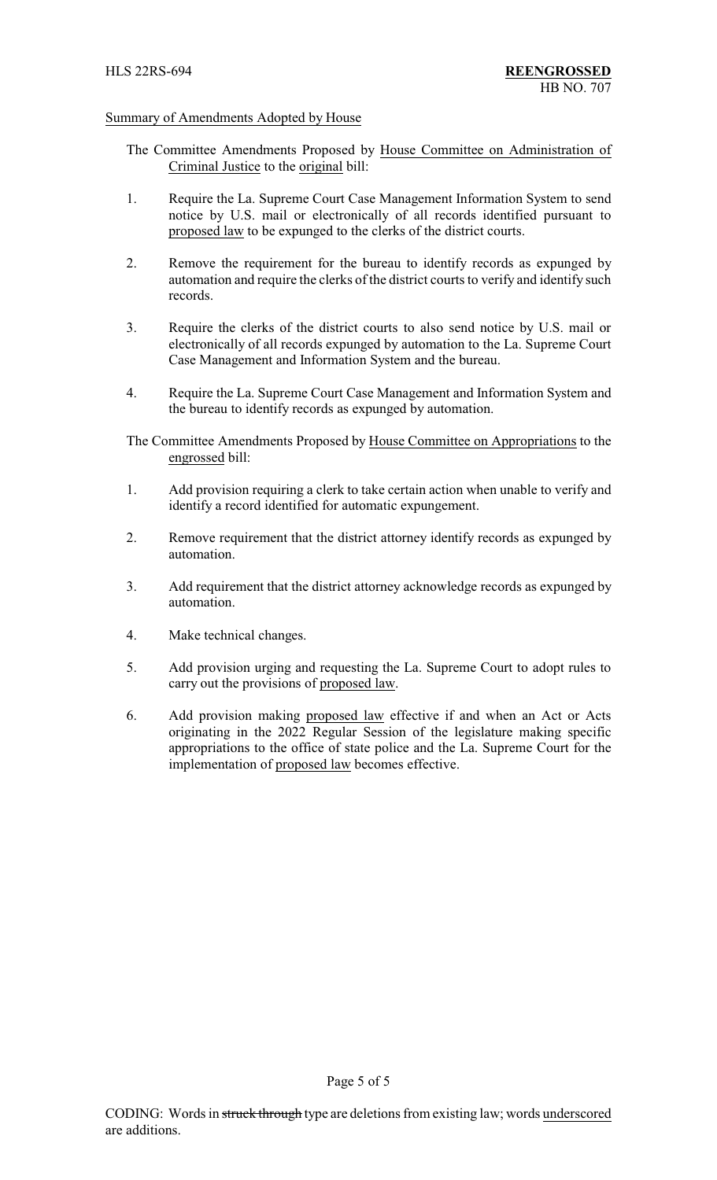Summary of Amendments Adopted by House

The Committee Amendments Proposed by House Committee on Administration of Criminal Justice to the original bill:

1. Require the La. Supreme Court Case Management Information System to send notice by U.S. mail or electronically of all records identified pursuant to proposed law to be expunged to the clerks of the district courts.

2. Remove the requirement for the bureau to identify records as expunged by automation and require the clerks of the district courts to verify and identify such records.

3. Require the clerks of the district courts to also send notice by U.S. mail or electronically of all records expunged by automation to the La. Supreme Court Case Management and Information System and the bureau.

4. Require the La. Supreme Court Case Management and Information System and the bureau to identify records as expunged by automation.

The Committee Amendments Proposed by House Committee on Appropriations to the engrossed bill:

1. Add provision requiring a clerk to take certain action when unable to verify and identify a record identified for automatic expungement.

2. Remove requirement that the district attorney identify records as expunged by automation.

3. Add requirement that the district attorney acknowledge records as expunged by automation.

4. Make technical changes.

5. Add provision urging and requesting the La. Supreme Court to adopt rules to carry out the provisions of proposed law.

6. Add provision making proposed law effective if and when an Act or Acts originating in the 2022 Regular Session of the legislature making specific appropriations to the office of state police and the La. Supreme Court for the implementation of proposed law becomes effective.

CODING: Words in ~~struck through~~ type are deletions from existing law; words underscored are additions.